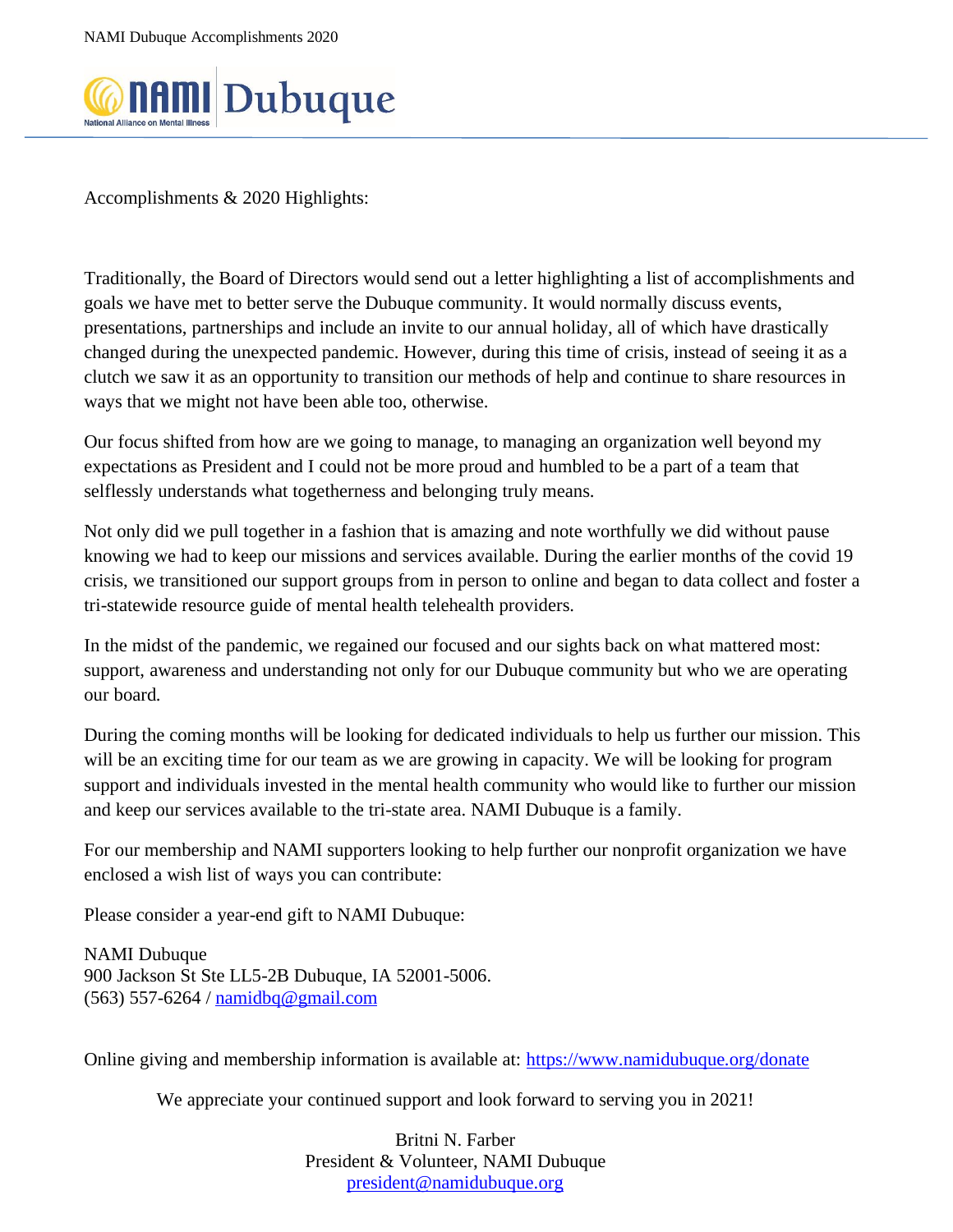# NAMI Dubuque

Accomplishments & 2020 Highlights:

Traditionally, the Board of Directors would send out a letter highlighting a list of accomplishments and goals we have met to better serve the Dubuque community. It would normally discuss events, presentations, partnerships and include an invite to our annual holiday, all of which have drastically changed during the unexpected pandemic. However, during this time of crisis, instead of seeing it as a clutch we saw it as an opportunity to transition our methods of help and continue to share resources in ways that we might not have been able too, otherwise.

Our focus shifted from how are we going to manage, to managing an organization well beyond my expectations as President and I could not be more proud and humbled to be a part of a team that selflessly understands what togetherness and belonging truly means.

Not only did we pull together in a fashion that is amazing and note worthfully we did without pause knowing we had to keep our missions and services available. During the earlier months of the covid 19 crisis, we transitioned our support groups from in person to online and began to data collect and foster a tri-statewide resource guide of mental health telehealth providers.

In the midst of the pandemic, we regained our focused and our sights back on what mattered most: support, awareness and understanding not only for our Dubuque community but who we are operating our board.

During the coming months will be looking for dedicated individuals to help us further our mission. This will be an exciting time for our team as we are growing in capacity. We will be looking for program support and individuals invested in the mental health community who would like to further our mission and keep our services available to the tri-state area. NAMI Dubuque is a family.

For our membership and NAMI supporters looking to help further our nonprofit organization we have enclosed a wish list of ways you can contribute:

Please consider a year-end gift to NAMI Dubuque:

NAMI Dubuque  
900 Jackson St Ste LL5-2B Dubuque, IA 52001-5006.  
(563) 557-6264 / namidbq@gmail.com

Online giving and membership information is available at: https://www.namidubuque.org/donate

We appreciate your continued support and look forward to serving you in 2021!

Britni N. Farber  
President & Volunteer, NAMI Dubuque  
president@namidubuque.org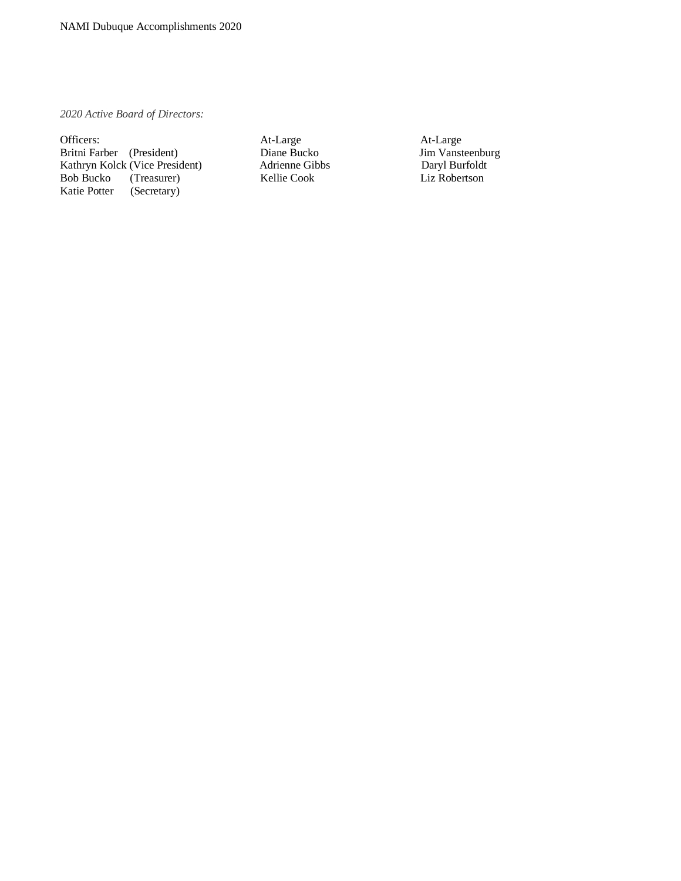*2020 Active Board of Directors:*

| Officers: | At-Large | At-Large |
|---|---|---|
| Britni Farber (President) | Diane Bucko | Jim Vansteenburg |
| Kathryn Kolck (Vice President) | Adrienne Gibbs | Daryl Burfoldt |
| Bob Bucko (Treasurer) | Kellie Cook | Liz Robertson |
| Katie Potter (Secretary) | | |